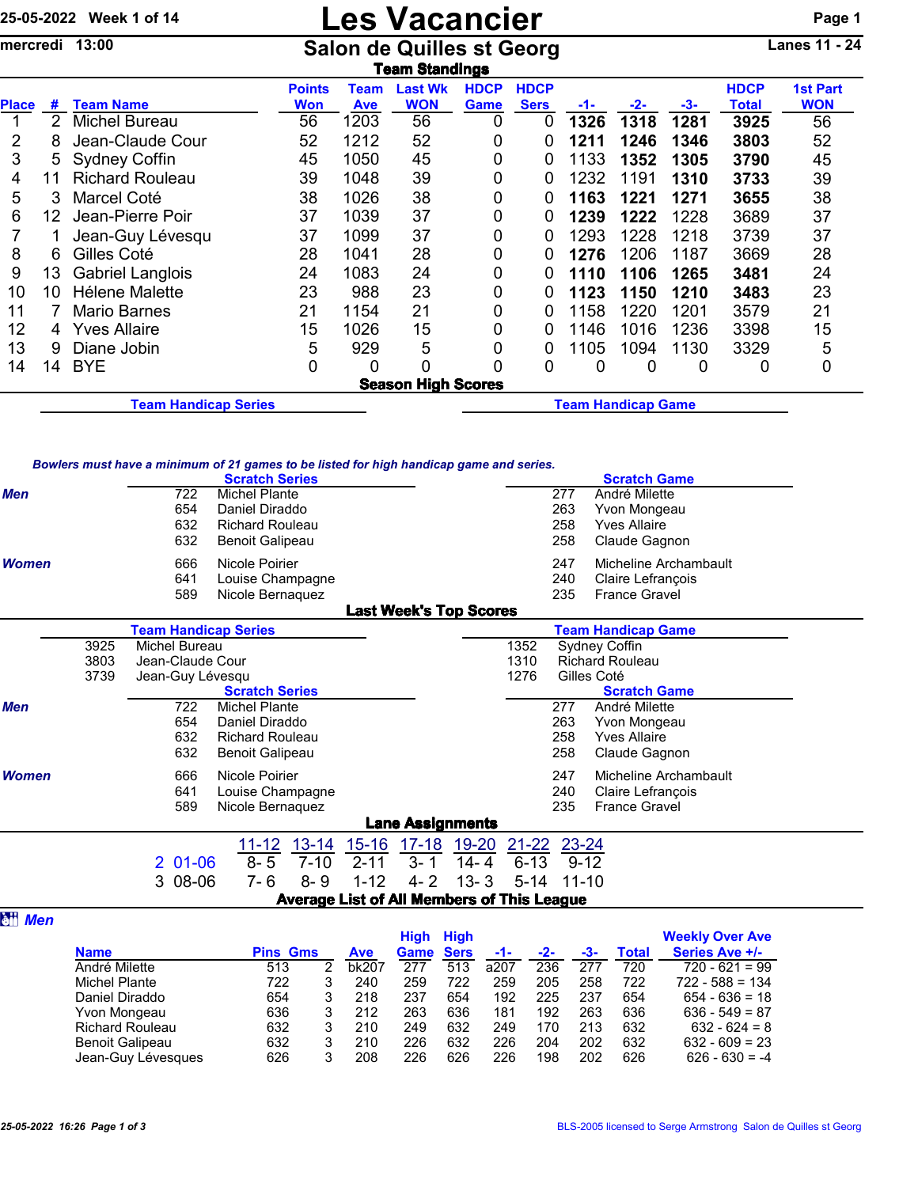25-05-2022 Week 1 of 14

mercredi 13:00

# Les Vacancier

## Salon de Quilles st Georg

Lanes 11 - 24

### Team Standings

| Place | # | Team Name | Points Won | Team Ave | Last Wk WON | HDCP Game | HDCP Sers | -1- | -2- | -3- | HDCP Total | 1st Part WON |
|---|---|---|---|---|---|---|---|---|---|---|---|---|
| 1 | 2 | Michel Bureau | 56 | 1203 | 56 | 0 | 0 | **1326** | **1318** | **1281** | **3925** | 56 |
| 2 | 8 | Jean-Claude Cour | 52 | 1212 | 52 | 0 | 0 | **1211** | **1246** | **1346** | **3803** | 52 |
| 3 | 5 | Sydney Coffin | 45 | 1050 | 45 | 0 | 0 | 1133 | **1352** | **1305** | **3790** | 45 |
| 4 | 11 | Richard Rouleau | 39 | 1048 | 39 | 0 | 0 | 1232 | 1191 | **1310** | **3733** | 39 |
| 5 | 3 | Marcel Coté | 38 | 1026 | 38 | 0 | 0 | **1163** | **1221** | **1271** | **3655** | 38 |
| 6 | 12 | Jean-Pierre Poir | 37 | 1039 | 37 | 0 | 0 | **1239** | **1222** | 1228 | 3689 | 37 |
| 7 | 1 | Jean-Guy Lévesqu | 37 | 1099 | 37 | 0 | 0 | 1293 | 1228 | 1218 | 3739 | 37 |
| 8 | 6 | Gilles Coté | 28 | 1041 | 28 | 0 | 0 | **1276** | 1206 | 1187 | 3669 | 28 |
| 9 | 13 | Gabriel Langlois | 24 | 1083 | 24 | 0 | 0 | **1110** | **1106** | **1265** | **3481** | 24 |
| 10 | 10 | Hélene Malette | 23 | 988 | 23 | 0 | 0 | **1123** | **1150** | **1210** | **3483** | 23 |
| 11 | 7 | Mario Barnes | 21 | 1154 | 21 | 0 | 0 | 1158 | 1220 | 1201 | 3579 | 21 |
| 12 | 4 | Yves Allaire | 15 | 1026 | 15 | 0 | 0 | 1146 | 1016 | 1236 | 3398 | 15 |
| 13 | 9 | Diane Jobin | 5 | 929 | 5 | 0 | 0 | 1105 | 1094 | 1130 | 3329 | 5 |
| 14 | 14 | BYE | 0 | 0 | 0 | 0 | 0 | 0 | 0 | 0 | 0 | 0 |

### Season High Scores

**Team Handicap Series**

**Team Handicap Game**

*Bowlers must have a minimum of 21 games to be listed for high handicap game and series.*

| | Scratch Series | | Scratch Game | |
|---|---|---|---|---|
| *Men* | 722 | Michel Plante | 277 | André Milette |
| | 654 | Daniel Diraddo | 263 | Yvon Mongeau |
| | 632 | Richard Rouleau | 258 | Yves Allaire |
| | 632 | Benoit Galipeau | 258 | Claude Gagnon |
| *Women* | 666 | Nicole Poirier | 247 | Micheline Archambault |
| | 641 | Louise Champagne | 240 | Claire Lefrançois |
| | 589 | Nicole Bernaquez | 235 | France Gravel |

### Last Week's Top Scores

| Team Handicap Series | | Team Handicap Game | |
|---|---|---|---|
| 3925 | Michel Bureau | 1352 | Sydney Coffin |
| 3803 | Jean-Claude Cour | 1310 | Richard Rouleau |
| 3739 | Jean-Guy Lévesqu | 1276 | Gilles Coté |

| | Scratch Series | | Scratch Game | |
|---|---|---|---|---|
| *Men* | 722 | Michel Plante | 277 | André Milette |
| | 654 | Daniel Diraddo | 263 | Yvon Mongeau |
| | 632 | Richard Rouleau | 258 | Yves Allaire |
| | 632 | Benoit Galipeau | 258 | Claude Gagnon |
| *Women* | 666 | Nicole Poirier | 247 | Micheline Archambault |
| | 641 | Louise Champagne | 240 | Claire Lefrançois |
| | 589 | Nicole Bernaquez | 235 | France Gravel |

### Lane Assignments

| | | 11-12 | 13-14 | 15-16 | 17-18 | 19-20 | 21-22 | 23-24 |
|---|---|---|---|---|---|---|---|---|
| 2 | 01-06 | 8- 5 | 7-10 | 2-11 | 3- 1 | 14- 4 | 6-13 | 9-12 |
| 3 | 08-06 | 7- 6 | 8- 9 | 1-12 | 4- 2 | 13- 3 | 5-14 | 11-10 |

### Average List of All Members of This League

*Men*

| Name | Pins | Gms | Ave | High Game | High Sers | -1- | -2- | -3- | Total | Weekly Over Ave Series Ave +/- |
|---|---|---|---|---|---|---|---|---|---|---|
| André Milette | 513 | 2 | bk207 | 277 | 513 | a207 | 236 | 277 | 720 | 720 - 621 = 99 |
| Michel Plante | 722 | 3 | 240 | 259 | 722 | 259 | 205 | 258 | 722 | 722 - 588 = 134 |
| Daniel Diraddo | 654 | 3 | 218 | 237 | 654 | 192 | 225 | 237 | 654 | 654 - 636 = 18 |
| Yvon Mongeau | 636 | 3 | 212 | 263 | 636 | 181 | 192 | 263 | 636 | 636 - 549 = 87 |
| Richard Rouleau | 632 | 3 | 210 | 249 | 632 | 249 | 170 | 213 | 632 | 632 - 624 = 8 |
| Benoit Galipeau | 632 | 3 | 210 | 226 | 632 | 226 | 204 | 202 | 632 | 632 - 609 = 23 |
| Jean-Guy Lévesques | 626 | 3 | 208 | 226 | 626 | 226 | 198 | 202 | 626 | 626 - 630 = -4 |

25-05-2022 16:26 Page 1 of 3 — BLS-2005 licensed to Serge Armstrong Salon de Quilles st Georg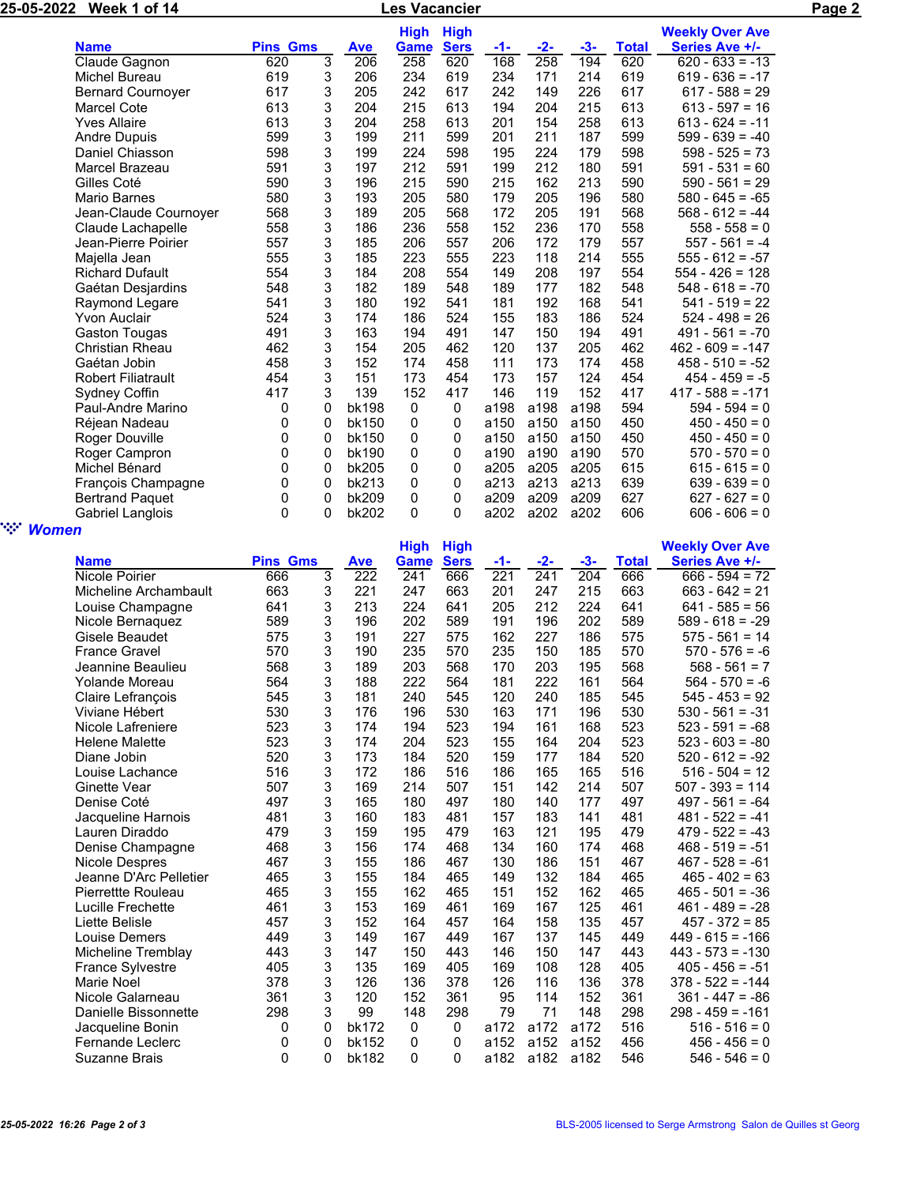| Name | Pins | Gms | Ave | High Game | High Sers | -1- | -2- | -3- | Total | Weekly Over Ave Series Ave +/- |
|---|---|---|---|---|---|---|---|---|---|---|
| Claude Gagnon | 620 | 3 | 206 | 258 | 620 | 168 | 258 | 194 | 620 | 620 - 633 = -13 |
| Michel Bureau | 619 | 3 | 206 | 234 | 619 | 234 | 171 | 214 | 619 | 619 - 636 = -17 |
| Bernard Cournoyer | 617 | 3 | 205 | 242 | 617 | 242 | 149 | 226 | 617 | 617 - 588 = 29 |
| Marcel Cote | 613 | 3 | 204 | 215 | 613 | 194 | 204 | 215 | 613 | 613 - 597 = 16 |
| Yves Allaire | 613 | 3 | 204 | 258 | 613 | 201 | 154 | 258 | 613 | 613 - 624 = -11 |
| Andre Dupuis | 599 | 3 | 199 | 211 | 599 | 201 | 211 | 187 | 599 | 599 - 639 = -40 |
| Daniel Chiasson | 598 | 3 | 199 | 224 | 598 | 195 | 224 | 179 | 598 | 598 - 525 = 73 |
| Marcel Brazeau | 591 | 3 | 197 | 212 | 591 | 199 | 212 | 180 | 591 | 591 - 531 = 60 |
| Gilles Coté | 590 | 3 | 196 | 215 | 590 | 215 | 162 | 213 | 590 | 590 - 561 = 29 |
| Mario Barnes | 580 | 3 | 193 | 205 | 580 | 179 | 205 | 196 | 580 | 580 - 645 = -65 |
| Jean-Claude Cournoyer | 568 | 3 | 189 | 205 | 568 | 172 | 205 | 191 | 568 | 568 - 612 = -44 |
| Claude Lachapelle | 558 | 3 | 186 | 236 | 558 | 152 | 236 | 170 | 558 | 558 - 558 = 0 |
| Jean-Pierre Poirier | 557 | 3 | 185 | 206 | 557 | 206 | 172 | 179 | 557 | 557 - 561 = -4 |
| Majella Jean | 555 | 3 | 185 | 223 | 555 | 223 | 118 | 214 | 555 | 555 - 612 = -57 |
| Richard Dufault | 554 | 3 | 184 | 208 | 554 | 149 | 208 | 197 | 554 | 554 - 426 = 128 |
| Gaétan Desjardins | 548 | 3 | 182 | 189 | 548 | 189 | 177 | 182 | 548 | 548 - 618 = -70 |
| Raymond Legare | 541 | 3 | 180 | 192 | 541 | 181 | 192 | 168 | 541 | 541 - 519 = 22 |
| Yvon Auclair | 524 | 3 | 174 | 186 | 524 | 155 | 183 | 186 | 524 | 524 - 498 = 26 |
| Gaston Tougas | 491 | 3 | 163 | 194 | 491 | 147 | 150 | 194 | 491 | 491 - 561 = -70 |
| Christian Rheau | 462 | 3 | 154 | 205 | 462 | 120 | 137 | 205 | 462 | 462 - 609 = -147 |
| Gaétan Jobin | 458 | 3 | 152 | 174 | 458 | 111 | 173 | 174 | 458 | 458 - 510 = -52 |
| Robert Filiatrault | 454 | 3 | 151 | 173 | 454 | 173 | 157 | 124 | 454 | 454 - 459 = -5 |
| Sydney Coffin | 417 | 3 | 139 | 152 | 417 | 146 | 119 | 152 | 417 | 417 - 588 = -171 |
| Paul-Andre Marino | 0 | 0 | bk198 | 0 | 0 | a198 | a198 | a198 | 594 | 594 - 594 = 0 |
| Réjean Nadeau | 0 | 0 | bk150 | 0 | 0 | a150 | a150 | a150 | 450 | 450 - 450 = 0 |
| Roger Douville | 0 | 0 | bk150 | 0 | 0 | a150 | a150 | a150 | 450 | 450 - 450 = 0 |
| Roger Campron | 0 | 0 | bk190 | 0 | 0 | a190 | a190 | a190 | 570 | 570 - 570 = 0 |
| Michel Bénard | 0 | 0 | bk205 | 0 | 0 | a205 | a205 | a205 | 615 | 615 - 615 = 0 |
| François Champagne | 0 | 0 | bk213 | 0 | 0 | a213 | a213 | a213 | 639 | 639 - 639 = 0 |
| Bertrand Paquet | 0 | 0 | bk209 | 0 | 0 | a209 | a209 | a209 | 627 | 627 - 627 = 0 |
| Gabriel Langlois | 0 | 0 | bk202 | 0 | 0 | a202 | a202 | a202 | 606 | 606 - 606 = 0 |

## *Women*

| Name | Pins | Gms | Ave | High Game | High Sers | -1- | -2- | -3- | Total | Weekly Over Ave Series Ave +/- |
|---|---|---|---|---|---|---|---|---|---|---|
| Nicole Poirier | 666 | 3 | 222 | 241 | 666 | 221 | 241 | 204 | 666 | 666 - 594 = 72 |
| Micheline Archambault | 663 | 3 | 221 | 247 | 663 | 201 | 247 | 215 | 663 | 663 - 642 = 21 |
| Louise Champagne | 641 | 3 | 213 | 224 | 641 | 205 | 212 | 224 | 641 | 641 - 585 = 56 |
| Nicole Bernaquez | 589 | 3 | 196 | 202 | 589 | 191 | 196 | 202 | 589 | 589 - 618 = -29 |
| Gisele Beaudet | 575 | 3 | 191 | 227 | 575 | 162 | 227 | 186 | 575 | 575 - 561 = 14 |
| France Gravel | 570 | 3 | 190 | 235 | 570 | 235 | 150 | 185 | 570 | 570 - 576 = -6 |
| Jeannine Beaulieu | 568 | 3 | 189 | 203 | 568 | 170 | 203 | 195 | 568 | 568 - 561 = 7 |
| Yolande Moreau | 564 | 3 | 188 | 222 | 564 | 181 | 222 | 161 | 564 | 564 - 570 = -6 |
| Claire Lefrançois | 545 | 3 | 181 | 240 | 545 | 120 | 240 | 185 | 545 | 545 - 453 = 92 |
| Viviane Hébert | 530 | 3 | 176 | 196 | 530 | 163 | 171 | 196 | 530 | 530 - 561 = -31 |
| Nicole Lafreniere | 523 | 3 | 174 | 194 | 523 | 194 | 161 | 168 | 523 | 523 - 591 = -68 |
| Helene Malette | 523 | 3 | 174 | 204 | 523 | 155 | 164 | 204 | 523 | 523 - 603 = -80 |
| Diane Jobin | 520 | 3 | 173 | 184 | 520 | 159 | 177 | 184 | 520 | 520 - 612 = -92 |
| Louise Lachance | 516 | 3 | 172 | 186 | 516 | 186 | 165 | 165 | 516 | 516 - 504 = 12 |
| Ginette Vear | 507 | 3 | 169 | 214 | 507 | 151 | 142 | 214 | 507 | 507 - 393 = 114 |
| Denise Coté | 497 | 3 | 165 | 180 | 497 | 180 | 140 | 177 | 497 | 497 - 561 = -64 |
| Jacqueline Harnois | 481 | 3 | 160 | 183 | 481 | 157 | 183 | 141 | 481 | 481 - 522 = -41 |
| Lauren Diraddo | 479 | 3 | 159 | 195 | 479 | 163 | 121 | 195 | 479 | 479 - 522 = -43 |
| Denise Champagne | 468 | 3 | 156 | 174 | 468 | 134 | 160 | 174 | 468 | 468 - 519 = -51 |
| Nicole Despres | 467 | 3 | 155 | 186 | 467 | 130 | 186 | 151 | 467 | 467 - 528 = -61 |
| Jeanne D'Arc Pelletier | 465 | 3 | 155 | 184 | 465 | 149 | 132 | 184 | 465 | 465 - 402 = 63 |
| Pierrettte Rouleau | 465 | 3 | 155 | 162 | 465 | 151 | 152 | 162 | 465 | 465 - 501 = -36 |
| Lucille Frechette | 461 | 3 | 153 | 169 | 461 | 169 | 167 | 125 | 461 | 461 - 489 = -28 |
| Liette Belisle | 457 | 3 | 152 | 164 | 457 | 164 | 158 | 135 | 457 | 457 - 372 = 85 |
| Louise Demers | 449 | 3 | 149 | 167 | 449 | 167 | 137 | 145 | 449 | 449 - 615 = -166 |
| Micheline Tremblay | 443 | 3 | 147 | 150 | 443 | 146 | 150 | 147 | 443 | 443 - 573 = -130 |
| France Sylvestre | 405 | 3 | 135 | 169 | 405 | 169 | 108 | 128 | 405 | 405 - 456 = -51 |
| Marie Noel | 378 | 3 | 126 | 136 | 378 | 126 | 116 | 136 | 378 | 378 - 522 = -144 |
| Nicole Galarneau | 361 | 3 | 120 | 152 | 361 | 95 | 114 | 152 | 361 | 361 - 447 = -86 |
| Danielle Bissonnette | 298 | 3 | 99 | 148 | 298 | 79 | 71 | 148 | 298 | 298 - 459 = -161 |
| Jacqueline Bonin | 0 | 0 | bk172 | 0 | 0 | a172 | a172 | a172 | 516 | 516 - 516 = 0 |
| Fernande Leclerc | 0 | 0 | bk152 | 0 | 0 | a152 | a152 | a152 | 456 | 456 - 456 = 0 |
| Suzanne Brais | 0 | 0 | bk182 | 0 | 0 | a182 | a182 | a182 | 546 | 546 - 546 = 0 |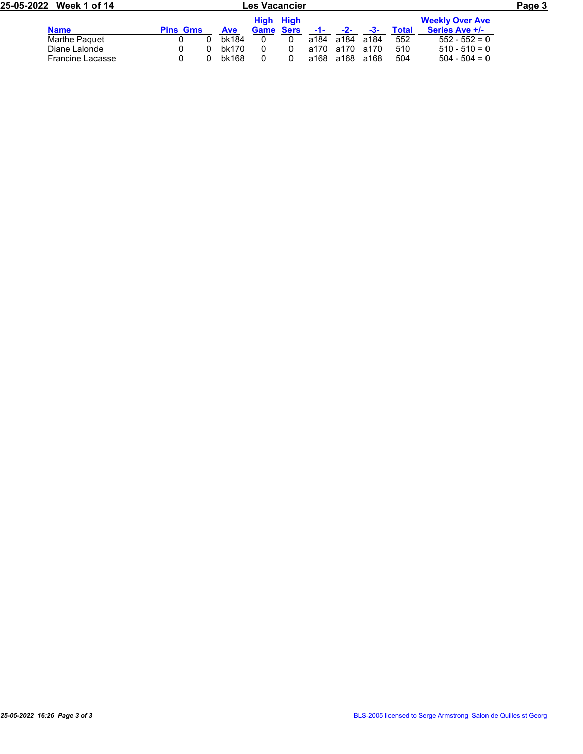| Name | Pins | Gms | Ave | High Game | High Sers | -1- | -2- | -3- | Total | Weekly Over Ave Series Ave +/- |
|---|---|---|---|---|---|---|---|---|---|---|
| Marthe Paquet | 0 | 0 | bk184 | 0 | 0 | a184 | a184 | a184 | 552 | 552 - 552 = 0 |
| Diane Lalonde | 0 | 0 | bk170 | 0 | 0 | a170 | a170 | a170 | 510 | 510 - 510 = 0 |
| Francine Lacasse | 0 | 0 | bk168 | 0 | 0 | a168 | a168 | a168 | 504 | 504 - 504 = 0 |